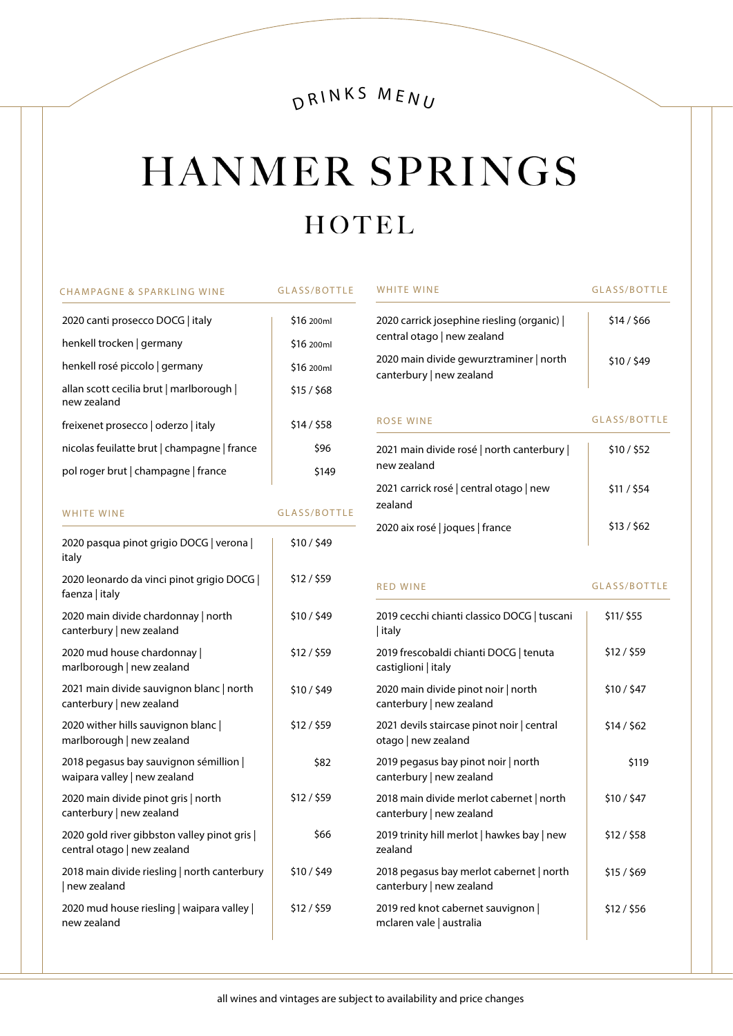DRINKS MENU

# HANMER SPRINGS

## HOTEL

### CHAMPAGNE & SPARKLING WINE

| Wine | GLASS/BOTTLE |
|---|---|
| 2020 canti prosecco DOCG \| italy | $16 200ml |
| henkell trocken \| germany | $16 200ml |
| henkell rosé piccolo \| germany | $16 200ml |
| allan scott cecilia brut \| marlborough \| new zealand | $15 / $68 |
| freixenet prosecco \| oderzo \| italy | $14 / $58 |
| nicolas feuilatte brut \| champagne \| france | $96 |
| pol roger brut \| champagne \| france | $149 |

### WHITE WINE

| Wine | GLASS/BOTTLE |
|---|---|
| 2020 pasqua pinot grigio DOCG \| verona \| italy | $10 / $49 |
| 2020 leonardo da vinci pinot grigio DOCG \| faenza \| italy | $12 / $59 |
| 2020 main divide chardonnay \| north canterbury \| new zealand | $10 / $49 |
| 2020 mud house chardonnay \| marlborough \| new zealand | $12 / $59 |
| 2021 main divide sauvignon blanc \| north canterbury \| new zealand | $10 / $49 |
| 2020 wither hills sauvignon blanc \| marlborough \| new zealand | $12 / $59 |
| 2018 pegasus bay sauvignon sémillion \| waipara valley \| new zealand | $82 |
| 2020 main divide pinot gris \| north canterbury \| new zealand | $12 / $59 |
| 2020 gold river gibbston valley pinot gris \| central otago \| new zealand | $66 |
| 2018 main divide riesling \| north canterbury \| new zealand | $10 / $49 |
| 2020 mud house riesling \| waipara valley \| new zealand | $12 / $59 |

### WHITE WINE

| Wine | GLASS/BOTTLE |
|---|---|
| 2020 carrick josephine riesling (organic) \| central otago \| new zealand | $14 / $66 |
| 2020 main divide gewurztraminer \| north canterbury \| new zealand | $10 / $49 |

### ROSE WINE

| Wine | GLASS/BOTTLE |
|---|---|
| 2021 main divide rosé \| north canterbury \| new zealand | $10 / $52 |
| 2021 carrick rosé \| central otago \| new zealand | $11 / $54 |
| 2020 aix rosé \| joques \| france | $13 / $62 |

### RED WINE

| Wine | GLASS/BOTTLE |
|---|---|
| 2019 cecchi chianti classico DOCG \| tuscani \| italy | $11/ $55 |
| 2019 frescobaldi chianti DOCG \| tenuta castiglioni \| italy | $12 / $59 |
| 2020 main divide pinot noir \| north canterbury \| new zealand | $10 / $47 |
| 2021 devils staircase pinot noir \| central otago \| new zealand | $14 / $62 |
| 2019 pegasus bay pinot noir \| north canterbury \| new zealand | $119 |
| 2018 main divide merlot cabernet \| north canterbury \| new zealand | $10 / $47 |
| 2019 trinity hill merlot \| hawkes bay \| new zealand | $12 / $58 |
| 2018 pegasus bay merlot cabernet \| north canterbury \| new zealand | $15 / $69 |
| 2019 red knot cabernet sauvignon \| mclaren vale \| australia | $12 / $56 |

all wines and vintages are subject to availability and price changes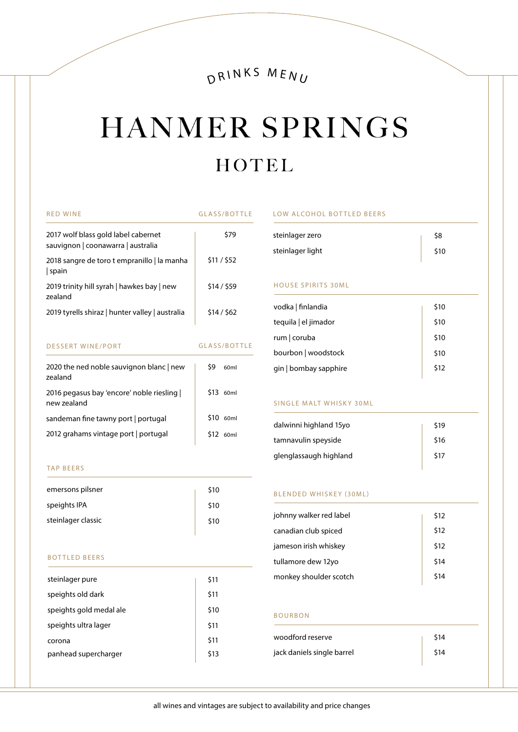DRINKS MENU

# HANMER SPRINGS

## HOTEL

### RED WINE

| RED WINE | GLASS/BOTTLE |
|---|---|
| 2017 wolf blass gold label cabernet sauvignon \| coonawarra \| australia | $79 |
| 2018 sangre de toro t empranillo \| la manha \| spain | $11 / $52 |
| 2019 trinity hill syrah \| hawkes bay \| new zealand | $14 / $59 |
| 2019 tyrells shiraz \| hunter valley \| australia | $14 / $62 |

### DESSERT WINE/PORT

| DESSERT WINE/PORT | GLASS/BOTTLE |
|---|---|
| 2020 the ned noble sauvignon blanc \| new zealand | $9 60ml |
| 2016 pegasus bay 'encore' noble riesling \| new zealand | $13 60ml |
| sandeman fine tawny port \| portugal | $10 60ml |
| 2012 grahams vintage port \| portugal | $12 60ml |

### TAP BEERS

| TAP BEERS | |
|---|---|
| emersons pilsner | $10 |
| speights IPA | $10 |
| steinlager classic | $10 |

### BOTTLED BEERS

| BOTTLED BEERS | |
|---|---|
| steinlager pure | $11 |
| speights old dark | $11 |
| speights gold medal ale | $10 |
| speights ultra lager | $11 |
| corona | $11 |
| panhead supercharger | $13 |

### LOW ALCOHOL BOTTLED BEERS

| LOW ALCOHOL BOTTLED BEERS | |
|---|---|
| steinlager zero | $8 |
| steinlager light | $10 |

### HOUSE SPIRITS 30ML

| HOUSE SPIRITS 30ML | |
|---|---|
| vodka \| finlandia | $10 |
| tequila \| el jimador | $10 |
| rum \| coruba | $10 |
| bourbon \| woodstock | $10 |
| gin \| bombay sapphire | $12 |

### SINGLE MALT WHISKY 30ML

| SINGLE MALT WHISKY 30ML | |
|---|---|
| dalwinni highland 15yo | $19 |
| tamnavulin speyside | $16 |
| glenglassaugh highland | $17 |

### BLENDED WHISKEY (30ML)

| BLENDED WHISKEY (30ML) | |
|---|---|
| johnny walker red label | $12 |
| canadian club spiced | $12 |
| jameson irish whiskey | $12 |
| tullamore dew 12yo | $14 |
| monkey shoulder scotch | $14 |

### BOURBON

| BOURBON | |
|---|---|
| woodford reserve | $14 |
| jack daniels single barrel | $14 |

all wines and vintages are subject to availability and price changes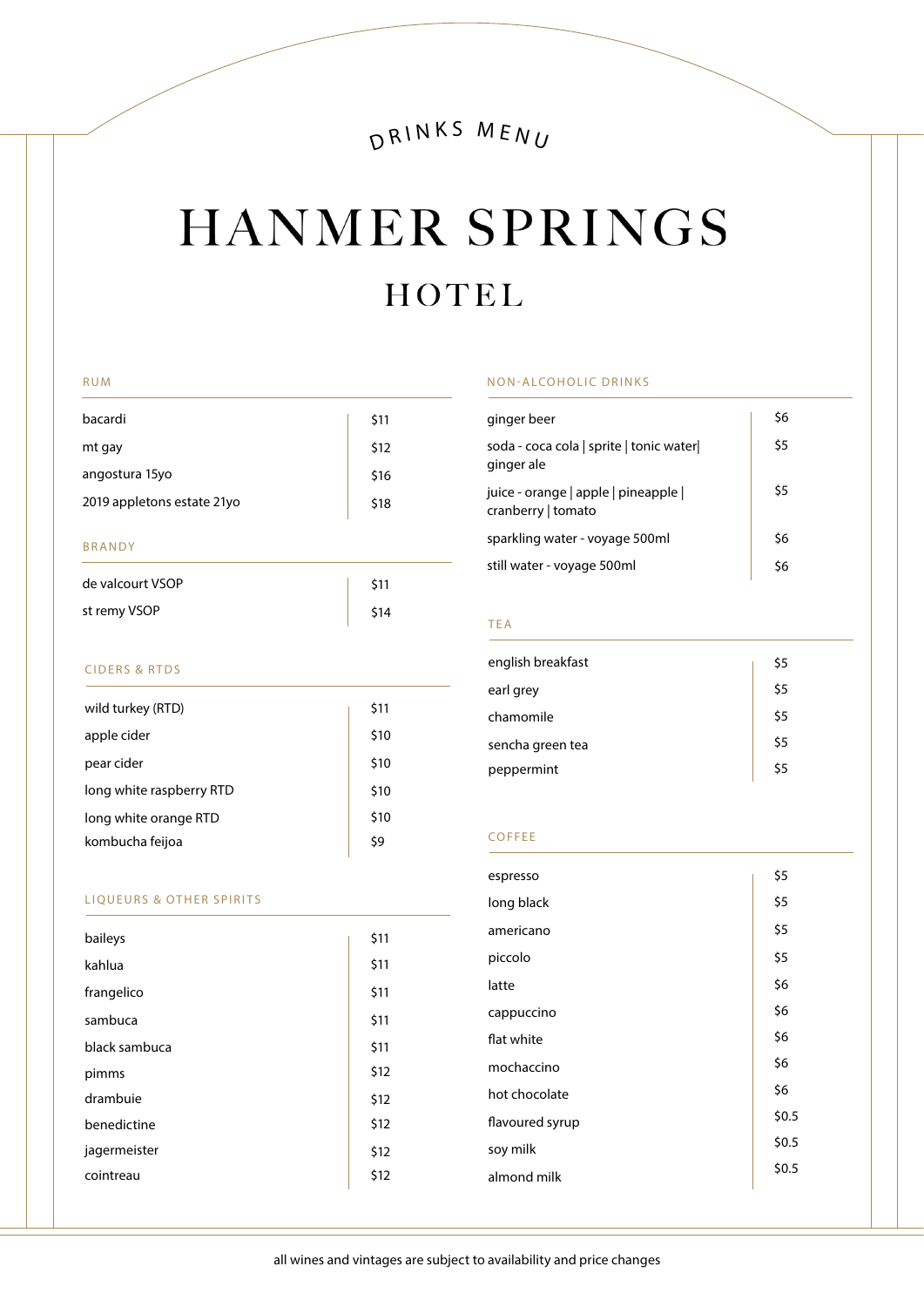DRINKS MENU

# HANMER SPRINGS
## HOTEL

### RUM

| | |
|---|---|
| bacardi | $11 |
| mt gay | $12 |
| angostura 15yo | $16 |
| 2019 appletons estate 21yo | $18 |

### BRANDY

| | |
|---|---|
| de valcourt VSOP | $11 |
| st remy VSOP | $14 |

### CIDERS & RTDS

| | |
|---|---|
| wild turkey (RTD) | $11 |
| apple cider | $10 |
| pear cider | $10 |
| long white raspberry RTD | $10 |
| long white orange RTD | $10 |
| kombucha feijoa | $9 |

### LIQUEURS & OTHER SPIRITS

| | |
|---|---|
| baileys | $11 |
| kahlua | $11 |
| frangelico | $11 |
| sambuca | $11 |
| black sambuca | $11 |
| pimms | $12 |
| drambuie | $12 |
| benedictine | $12 |
| jagermeister | $12 |
| cointreau | $12 |

### NON-ALCOHOLIC DRINKS

| | |
|---|---|
| ginger beer | $6 |
| soda - coca cola \| sprite \| tonic water\| ginger ale | $5 |
| juice - orange \| apple \| pineapple \| cranberry \| tomato | $5 |
| sparkling water - voyage 500ml | $6 |
| still water - voyage 500ml | $6 |

### TEA

| | |
|---|---|
| english breakfast | $5 |
| earl grey | $5 |
| chamomile | $5 |
| sencha green tea | $5 |
| peppermint | $5 |

### COFFEE

| | |
|---|---|
| espresso | $5 |
| long black | $5 |
| americano | $5 |
| piccolo | $5 |
| latte | $6 |
| cappuccino | $6 |
| flat white | $6 |
| mochaccino | $6 |
| hot chocolate | $6 |
| flavoured syrup | $0.5 |
| soy milk | $0.5 |
| almond milk | $0.5 |

all wines and vintages are subject to availability and price changes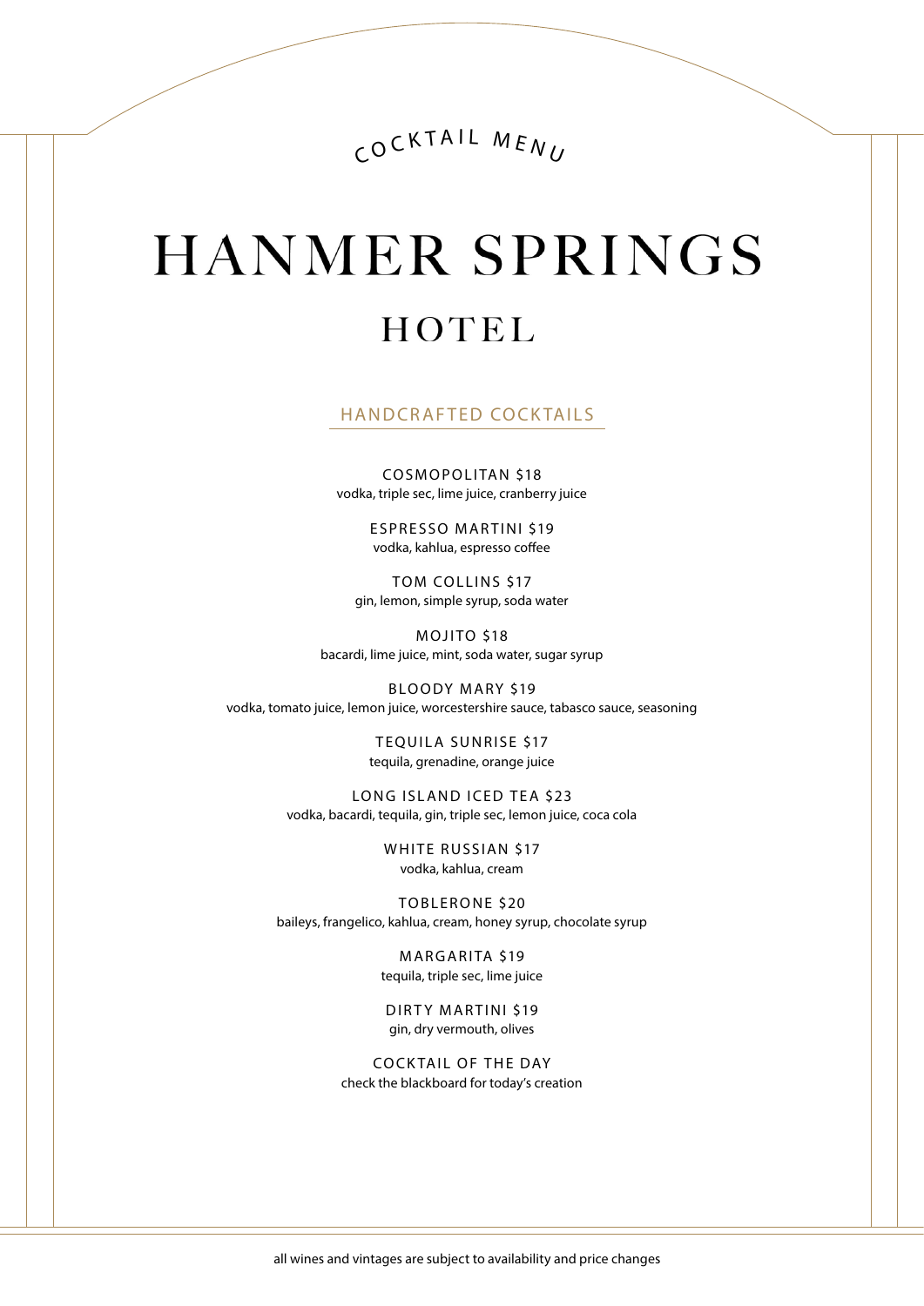COCKTAIL MENU

# HANMER SPRINGS

## HOTEL

### HANDCRAFTED COCKTAILS

COSMOPOLITAN $18
vodka, triple sec, lime juice, cranberry juice

ESPRESSO MARTINI $19
vodka, kahlua, espresso coffee

TOM COLLINS $17
gin, lemon, simple syrup, soda water

MOJITO $18
bacardi, lime juice, mint, soda water, sugar syrup

BLOODY MARY $19
vodka, tomato juice, lemon juice, worcestershire sauce, tabasco sauce, seasoning

TEQUILA SUNRISE $17
tequila, grenadine, orange juice

LONG ISLAND ICED TEA $23
vodka, bacardi, tequila, gin, triple sec, lemon juice, coca cola

WHITE RUSSIAN $17
vodka, kahlua, cream

TOBLERONE $20
baileys, frangelico, kahlua, cream, honey syrup, chocolate syrup

MARGARITA $19
tequila, triple sec, lime juice

DIRTY MARTINI $19
gin, dry vermouth, olives

COCKTAIL OF THE DAY
check the blackboard for today's creation

all wines and vintages are subject to availability and price changes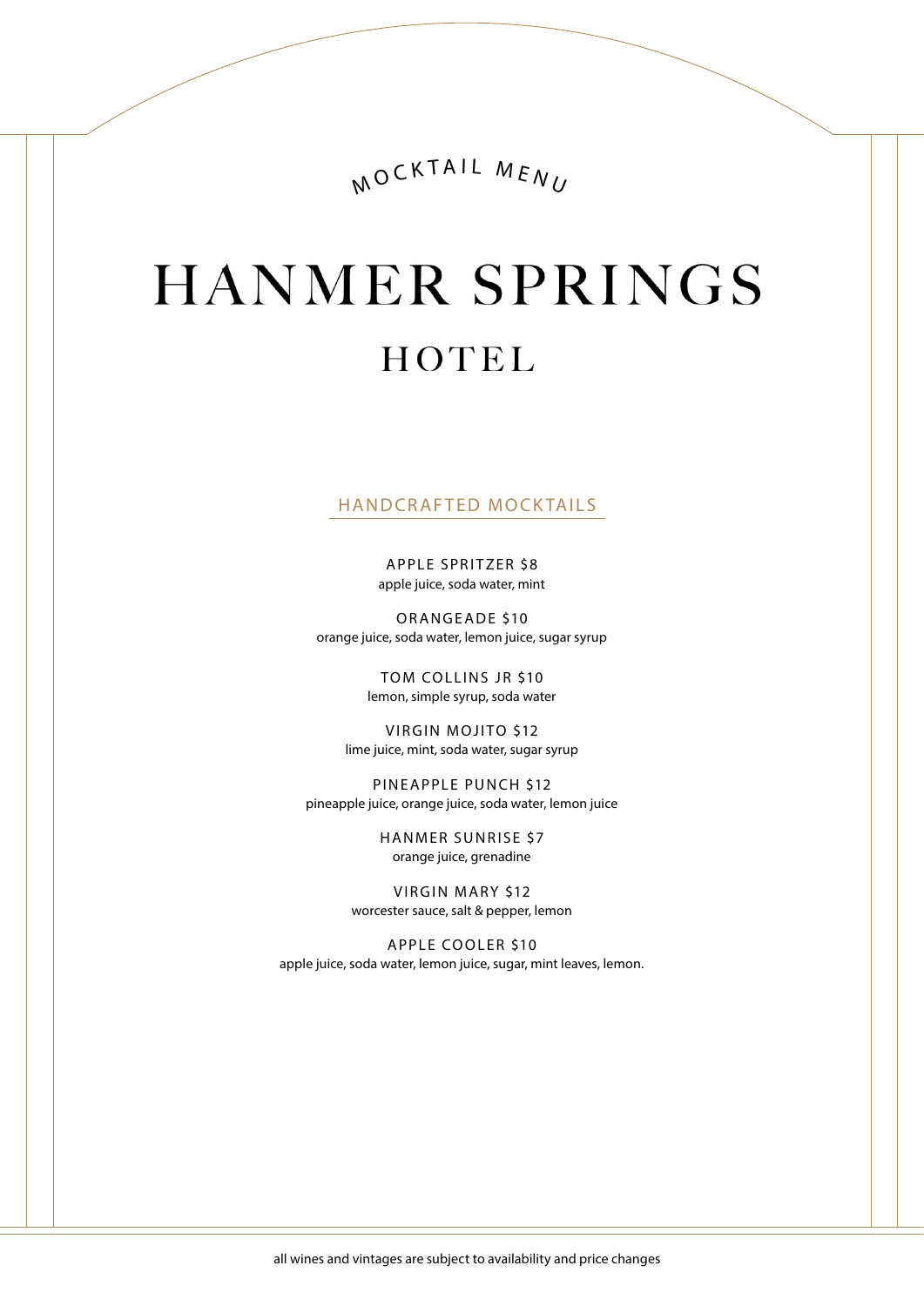MOCKTAIL MENU

# HANMER SPRINGS
## HOTEL

### HANDCRAFTED MOCKTAILS

APPLE SPRITZER $8
apple juice, soda water, mint

ORANGEADE $10
orange juice, soda water, lemon juice, sugar syrup

TOM COLLINS JR $10
lemon, simple syrup, soda water

VIRGIN MOJITO $12
lime juice, mint, soda water, sugar syrup

PINEAPPLE PUNCH $12
pineapple juice, orange juice, soda water, lemon juice

HANMER SUNRISE $7
orange juice, grenadine

VIRGIN MARY $12
worcester sauce, salt & pepper, lemon

APPLE COOLER $10
apple juice, soda water, lemon juice, sugar, mint leaves, lemon.

all wines and vintages are subject to availability and price changes